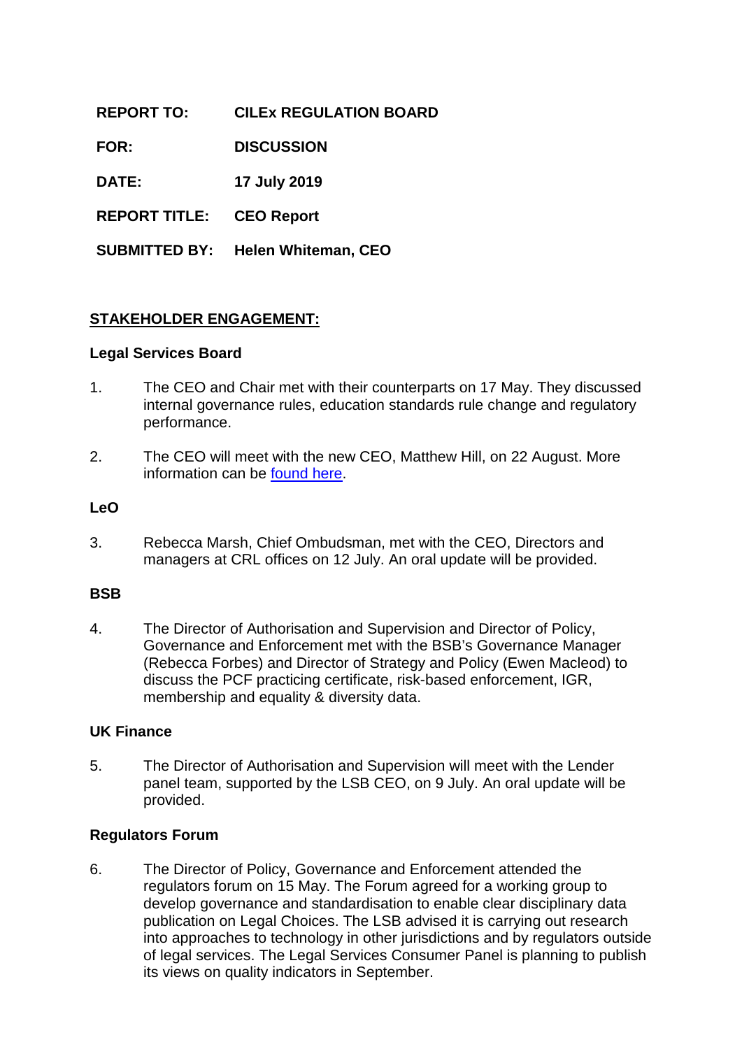**REPORT TO:** **CILEx REGULATION BOARD**

**FOR:** **DISCUSSION**

**DATE:** **17 July 2019**

**REPORT TITLE:** **CEO Report**

**SUBMITTED BY:** **Helen Whiteman, CEO**

## STAKEHOLDER ENGAGEMENT:

### Legal Services Board

1. The CEO and Chair met with their counterparts on 17 May. They discussed internal governance rules, education standards rule change and regulatory performance.

2. The CEO will meet with the new CEO, Matthew Hill, on 22 August. More information can be found here.

### LeO

3. Rebecca Marsh, Chief Ombudsman, met with the CEO, Directors and managers at CRL offices on 12 July. An oral update will be provided.

### BSB

4. The Director of Authorisation and Supervision and Director of Policy, Governance and Enforcement met with the BSB's Governance Manager (Rebecca Forbes) and Director of Strategy and Policy (Ewen Macleod) to discuss the PCF practicing certificate, risk-based enforcement, IGR, membership and equality & diversity data.

### UK Finance

5. The Director of Authorisation and Supervision will meet with the Lender panel team, supported by the LSB CEO, on 9 July. An oral update will be provided.

### Regulators Forum

6. The Director of Policy, Governance and Enforcement attended the regulators forum on 15 May. The Forum agreed for a working group to develop governance and standardisation to enable clear disciplinary data publication on Legal Choices. The LSB advised it is carrying out research into approaches to technology in other jurisdictions and by regulators outside of legal services. The Legal Services Consumer Panel is planning to publish its views on quality indicators in September.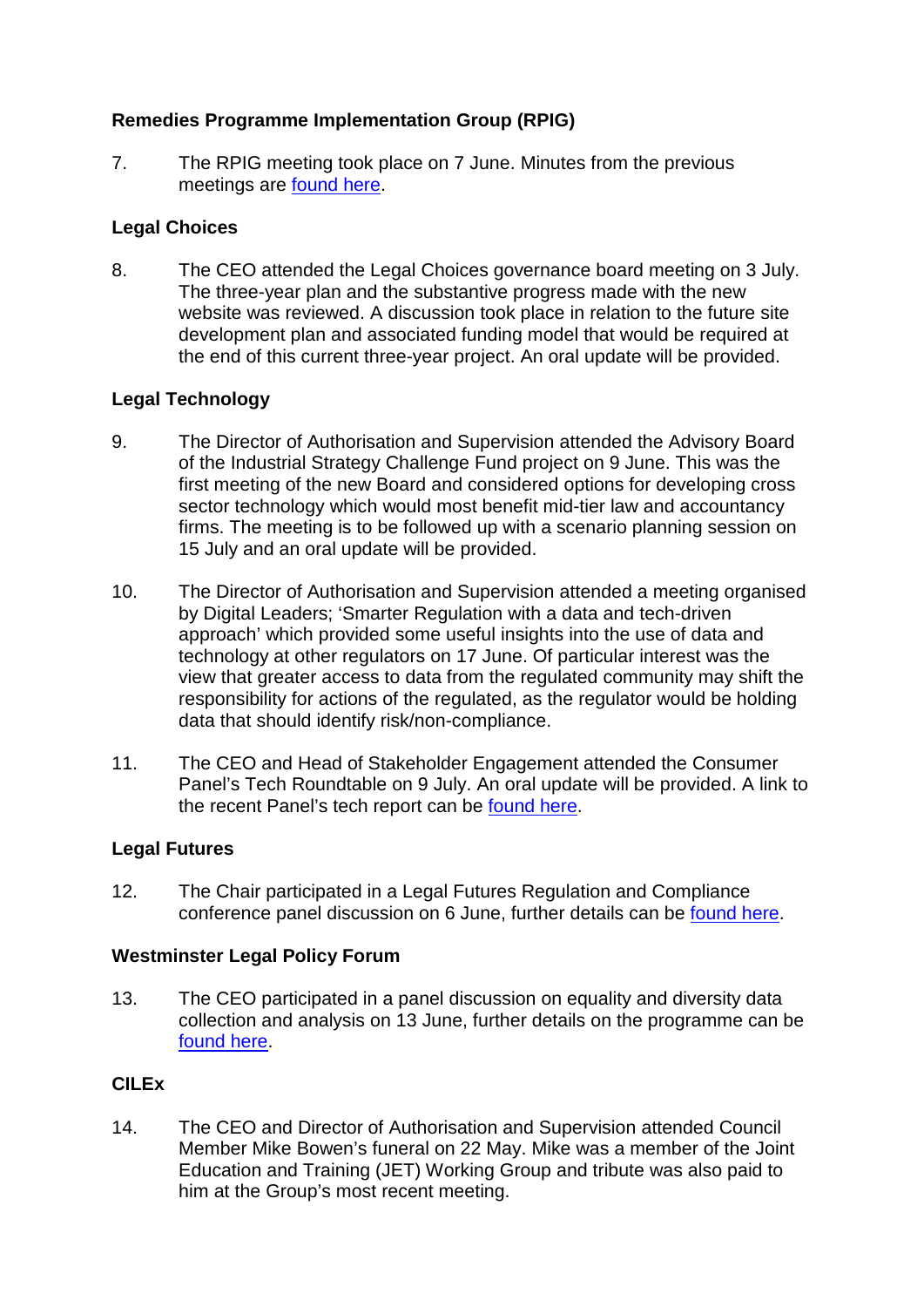**Remedies Programme Implementation Group (RPIG)**

7. The RPIG meeting took place on 7 June. Minutes from the previous meetings are found here.

**Legal Choices**

8. The CEO attended the Legal Choices governance board meeting on 3 July. The three-year plan and the substantive progress made with the new website was reviewed. A discussion took place in relation to the future site development plan and associated funding model that would be required at the end of this current three-year project. An oral update will be provided.

**Legal Technology**

9. The Director of Authorisation and Supervision attended the Advisory Board of the Industrial Strategy Challenge Fund project on 9 June. This was the first meeting of the new Board and considered options for developing cross sector technology which would most benefit mid-tier law and accountancy firms. The meeting is to be followed up with a scenario planning session on 15 July and an oral update will be provided.

10. The Director of Authorisation and Supervision attended a meeting organised by Digital Leaders; 'Smarter Regulation with a data and tech-driven approach' which provided some useful insights into the use of data and technology at other regulators on 17 June. Of particular interest was the view that greater access to data from the regulated community may shift the responsibility for actions of the regulated, as the regulator would be holding data that should identify risk/non-compliance.

11. The CEO and Head of Stakeholder Engagement attended the Consumer Panel's Tech Roundtable on 9 July. An oral update will be provided. A link to the recent Panel's tech report can be found here.

**Legal Futures**

12. The Chair participated in a Legal Futures Regulation and Compliance conference panel discussion on 6 June, further details can be found here.

**Westminster Legal Policy Forum**

13. The CEO participated in a panel discussion on equality and diversity data collection and analysis on 13 June, further details on the programme can be found here.

**CILEx**

14. The CEO and Director of Authorisation and Supervision attended Council Member Mike Bowen's funeral on 22 May. Mike was a member of the Joint Education and Training (JET) Working Group and tribute was also paid to him at the Group's most recent meeting.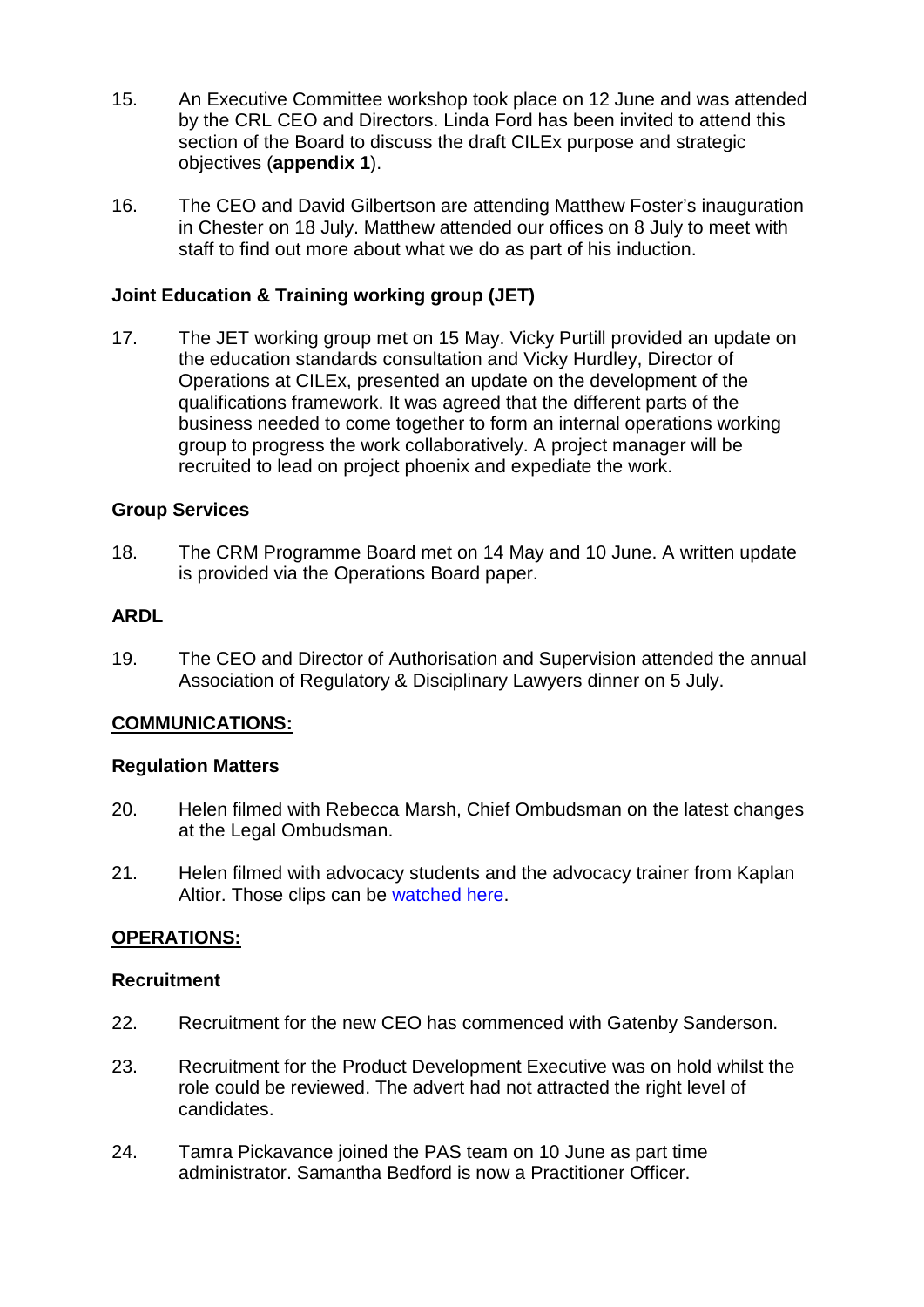15. An Executive Committee workshop took place on 12 June and was attended by the CRL CEO and Directors. Linda Ford has been invited to attend this section of the Board to discuss the draft CILEx purpose and strategic objectives (**appendix 1**).

16. The CEO and David Gilbertson are attending Matthew Foster's inauguration in Chester on 18 July. Matthew attended our offices on 8 July to meet with staff to find out more about what we do as part of his induction.

**Joint Education & Training working group (JET)**

17. The JET working group met on 15 May. Vicky Purtill provided an update on the education standards consultation and Vicky Hurdley, Director of Operations at CILEx, presented an update on the development of the qualifications framework. It was agreed that the different parts of the business needed to come together to form an internal operations working group to progress the work collaboratively. A project manager will be recruited to lead on project phoenix and expedite the work.

**Group Services**

18. The CRM Programme Board met on 14 May and 10 June. A written update is provided via the Operations Board paper.

**ARDL**

19. The CEO and Director of Authorisation and Supervision attended the annual Association of Regulatory & Disciplinary Lawyers dinner on 5 July.

**COMMUNICATIONS:**

**Regulation Matters**

20. Helen filmed with Rebecca Marsh, Chief Ombudsman on the latest changes at the Legal Ombudsman.

21. Helen filmed with advocacy students and the advocacy trainer from Kaplan Altior. Those clips can be watched here.

**OPERATIONS:**

**Recruitment**

22. Recruitment for the new CEO has commenced with Gatenby Sanderson.

23. Recruitment for the Product Development Executive was on hold whilst the role could be reviewed. The advert had not attracted the right level of candidates.

24. Tamra Pickavance joined the PAS team on 10 June as part time administrator. Samantha Bedford is now a Practitioner Officer.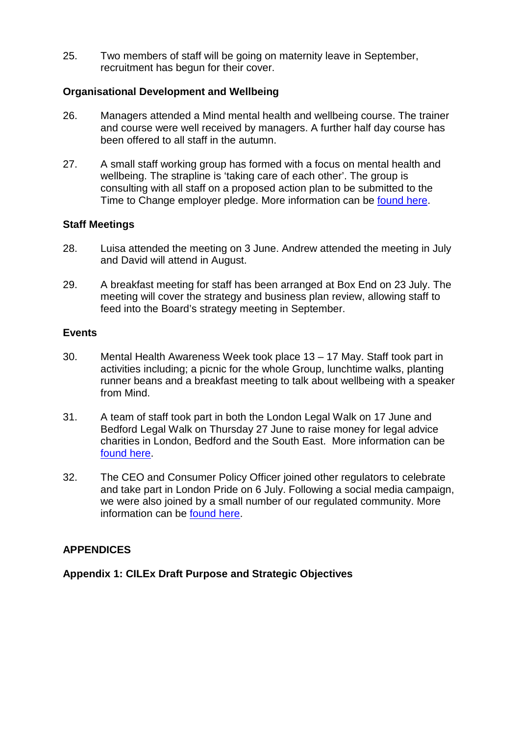25. Two members of staff will be going on maternity leave in September, recruitment has begun for their cover.

**Organisational Development and Wellbeing**

26. Managers attended a Mind mental health and wellbeing course. The trainer and course were well received by managers. A further half day course has been offered to all staff in the autumn.

27. A small staff working group has formed with a focus on mental health and wellbeing. The strapline is 'taking care of each other'. The group is consulting with all staff on a proposed action plan to be submitted to the Time to Change employer pledge. More information can be found here.

**Staff Meetings**

28. Luisa attended the meeting on 3 June. Andrew attended the meeting in July and David will attend in August.

29. A breakfast meeting for staff has been arranged at Box End on 23 July. The meeting will cover the strategy and business plan review, allowing staff to feed into the Board's strategy meeting in September.

**Events**

30. Mental Health Awareness Week took place 13 – 17 May. Staff took part in activities including; a picnic for the whole Group, lunchtime walks, planting runner beans and a breakfast meeting to talk about wellbeing with a speaker from Mind.

31. A team of staff took part in both the London Legal Walk on 17 June and Bedford Legal Walk on Thursday 27 June to raise money for legal advice charities in London, Bedford and the South East. More information can be found here.

32. The CEO and Consumer Policy Officer joined other regulators to celebrate and take part in London Pride on 6 July. Following a social media campaign, we were also joined by a small number of our regulated community. More information can be found here.

**APPENDICES**

**Appendix 1: CILEx Draft Purpose and Strategic Objectives**